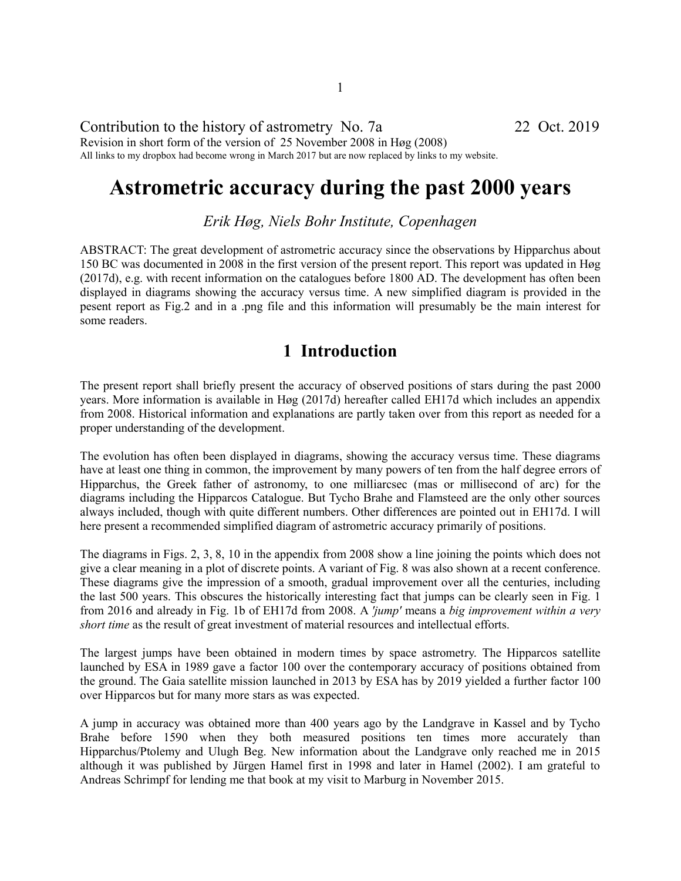Contribution to the history of astrometry No. 7a 22 Oct. 2019

Revision in short form of the version of 25 November 2008 in Høg (2008)

All links to my dropbox had become wrong in March 2017 but are now replaced by links to my website.

# Astrometric accuracy during the past 2000 years

*Erik Høg, Niels Bohr Institute, Copenhagen*

ABSTRACT: The great development of astrometric accuracy since the observations by Hipparchus about 150 BC was documented in 2008 in the first version of the present report. This report was updated in Høg (2017d), e.g. with recent information on the catalogues before 1800 AD. The development has often been displayed in diagrams showing the accuracy versus time. A new simplified diagram is provided in the pesent report as Fig.2 and in a .png file and this information will presumably be the main interest for some readers.

## 1 Introduction

The present report shall briefly present the accuracy of observed positions of stars during the past 2000 years. More information is available in Høg (2017d) hereafter called EH17d which includes an appendix from 2008. Historical information and explanations are partly taken over from this report as needed for a proper understanding of the development.

The evolution has often been displayed in diagrams, showing the accuracy versus time. These diagrams have at least one thing in common, the improvement by many powers of ten from the half degree errors of Hipparchus, the Greek father of astronomy, to one milliarcsec (mas or millisecond of arc) for the diagrams including the Hipparcos Catalogue. But Tycho Brahe and Flamsteed are the only other sources always included, though with quite different numbers. Other differences are pointed out in EH17d. I will here present a recommended simplified diagram of astrometric accuracy primarily of positions.

The diagrams in Figs. 2, 3, 8, 10 in the appendix from 2008 show a line joining the points which does not give a clear meaning in a plot of discrete points. A variant of Fig. 8 was also shown at a recent conference. These diagrams give the impression of a smooth, gradual improvement over all the centuries, including the last 500 years. This obscures the historically interesting fact that jumps can be clearly seen in Fig. 1 from 2016 and already in Fig. 1b of EH17d from 2008. A *'jump'* means a *big improvement within a very short time* as the result of great investment of material resources and intellectual efforts.

The largest jumps have been obtained in modern times by space astrometry. The Hipparcos satellite launched by ESA in 1989 gave a factor 100 over the contemporary accuracy of positions obtained from the ground. The Gaia satellite mission launched in 2013 by ESA has by 2019 yielded a further factor 100 over Hipparcos but for many more stars as was expected.

A jump in accuracy was obtained more than 400 years ago by the Landgrave in Kassel and by Tycho Brahe before 1590 when they both measured positions ten times more accurately than Hipparchus/Ptolemy and Ulugh Beg. New information about the Landgrave only reached me in 2015 although it was published by Jürgen Hamel first in 1998 and later in Hamel (2002). I am grateful to Andreas Schrimpf for lending me that book at my visit to Marburg in November 2015.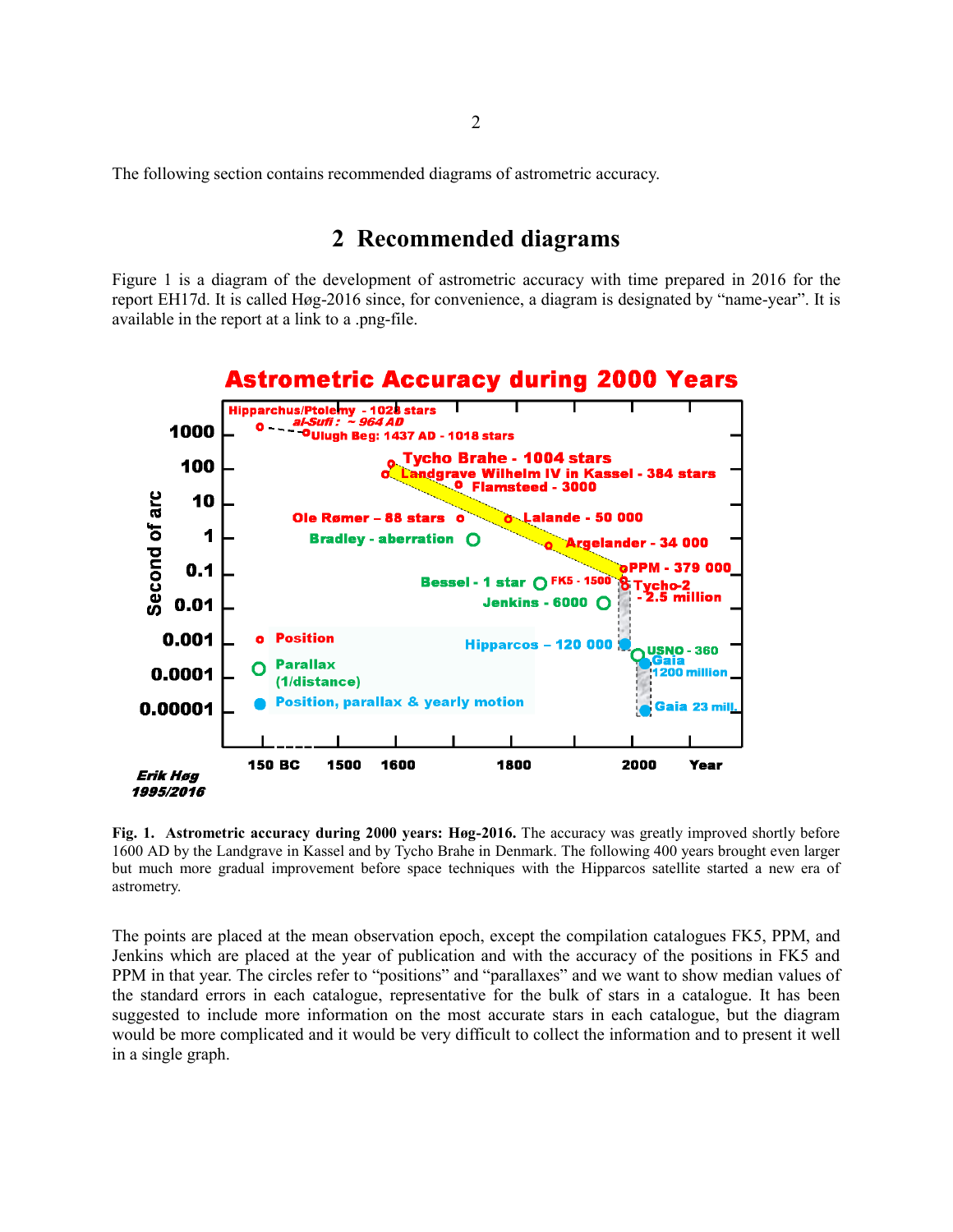The following section contains recommended diagrams of astrometric accuracy.

## 2 Recommended diagrams

Figure 1 is a diagram of the development of astrometric accuracy with time prepared in 2016 for the report EH17d. It is called Høg-2016 since, for convenience, a diagram is designated by "name-year". It is available in the report at a link to a .png-file.

**Fig. 1. Astrometric accuracy during 2000 years: Høg-2016.** The accuracy was greatly improved shortly before 1600 AD by the Landgrave in Kassel and by Tycho Brahe in Denmark. The following 400 years brought even larger but much more gradual improvement before space techniques with the Hipparcos satellite started a new era of astrometry.

The points are placed at the mean observation epoch, except the compilation catalogues FK5, PPM, and Jenkins which are placed at the year of publication and with the accuracy of the positions in FK5 and PPM in that year. The circles refer to "positions" and "parallaxes" and we want to show median values of the standard errors in each catalogue, representative for the bulk of stars in a catalogue. It has been suggested to include more information on the most accurate stars in each catalogue, but the diagram would be more complicated and it would be very difficult to collect the information and to present it well in a single graph.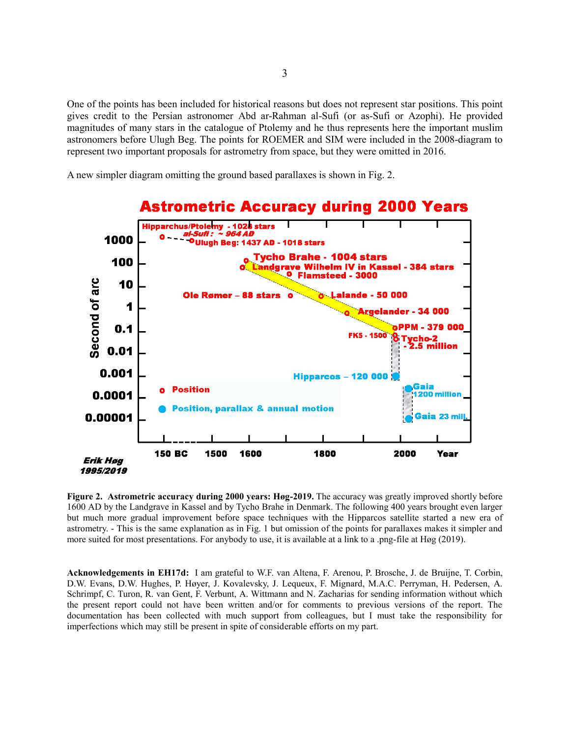One of the points has been included for historical reasons but does not represent star positions. This point gives credit to the Persian astronomer Abd ar-Rahman al-Sufi (or as-Sufi or Azophi). He provided magnitudes of many stars in the catalogue of Ptolemy and he thus represents here the important muslim astronomers before Ulugh Beg. The points for ROEMER and SIM were included in the 2008-diagram to represent two important proposals for astrometry from space, but they were omitted in 2016.

A new simpler diagram omitting the ground based parallaxes is shown in Fig. 2.

**Figure 2. Astrometric accuracy during 2000 years: Høg-2019.** The accuracy was greatly improved shortly before 1600 AD by the Landgrave in Kassel and by Tycho Brahe in Denmark. The following 400 years brought even larger but much more gradual improvement before space techniques with the Hipparcos satellite started a new era of astrometry. - This is the same explanation as in Fig. 1 but omission of the points for parallaxes makes it simpler and more suited for most presentations. For anybody to use, it is available at a link to a .png-file at Høg (2019).

**Acknowledgements in EH17d:** I am grateful to W.F. van Altena, F. Arenou, P. Brosche, J. de Bruijne, T. Corbin, D.W. Evans, D.W. Hughes, P. Høyer, J. Kovalevsky, J. Lequeux, F. Mignard, M.A.C. Perryman, H. Pedersen, A. Schrimpf, C. Turon, R. van Gent, F. Verbunt, A. Wittmann and N. Zacharias for sending information without which the present report could not have been written and/or for comments to previous versions of the report. The documentation has been collected with much support from colleagues, but I must take the responsibility for imperfections which may still be present in spite of considerable efforts on my part.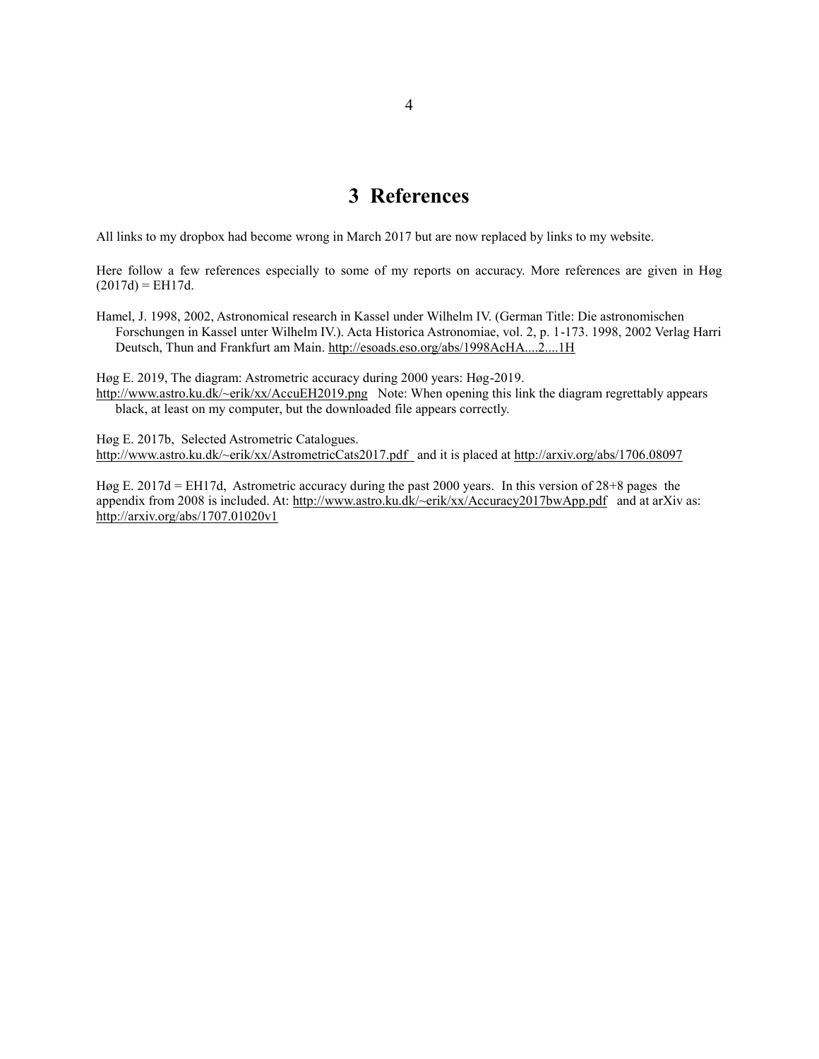# 3 References

All links to my dropbox had become wrong in March 2017 but are now replaced by links to my website.

Here follow a few references especially to some of my reports on accuracy. More references are given in Høg (2017d) = EH17d.

Hamel, J. 1998, 2002, Astronomical research in Kassel under Wilhelm IV. (German Title: Die astronomischen Forschungen in Kassel unter Wilhelm IV.). Acta Historica Astronomiae, vol. 2, p. 1-173. 1998, 2002 Verlag Harri Deutsch, Thun and Frankfurt am Main. http://esoads.eso.org/abs/1998AcHA....2....1H

Høg E. 2019, The diagram: Astrometric accuracy during 2000 years: Høg-2019. http://www.astro.ku.dk/~erik/xx/AccuEH2019.png Note: When opening this link the diagram regrettably appears black, at least on my computer, but the downloaded file appears correctly.

Høg E. 2017b, Selected Astrometric Catalogues. http://www.astro.ku.dk/~erik/xx/AstrometricCats2017.pdf and it is placed at http://arxiv.org/abs/1706.08097

Høg E. 2017d = EH17d, Astrometric accuracy during the past 2000 years. In this version of 28+8 pages the appendix from 2008 is included. At: http://www.astro.ku.dk/~erik/xx/Accuracy2017bwApp.pdf and at arXiv as: http://arxiv.org/abs/1707.01020v1